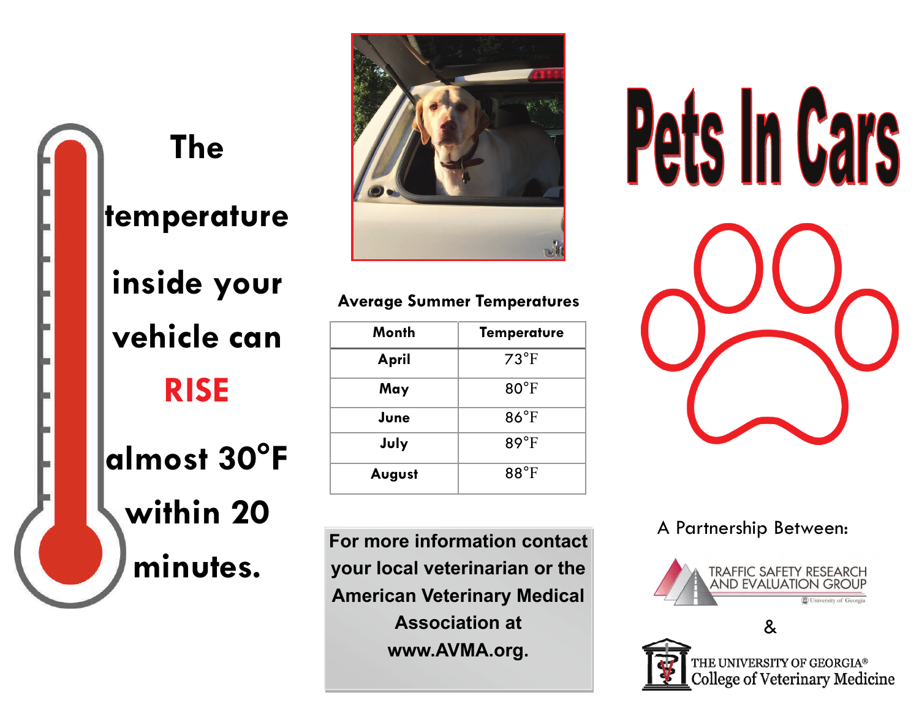# Pets In Cars

The temperature inside your vehicle can **RISE** almost 30°F within 20 minutes.

**Average Summer Temperatures**

| Month | Temperature |
|---|---|
| April | 73°F |
| May | 80°F |
| June | 86°F |
| July | 89°F |
| August | 88°F |

**For more information contact your local veterinarian or the American Veterinary Medical Association at www.AVMA.org.**

A Partnership Between:

TRAFFIC SAFETY RESEARCH AND EVALUATION GROUP
University of Georgia

&

THE UNIVERSITY OF GEORGIA®
College of Veterinary Medicine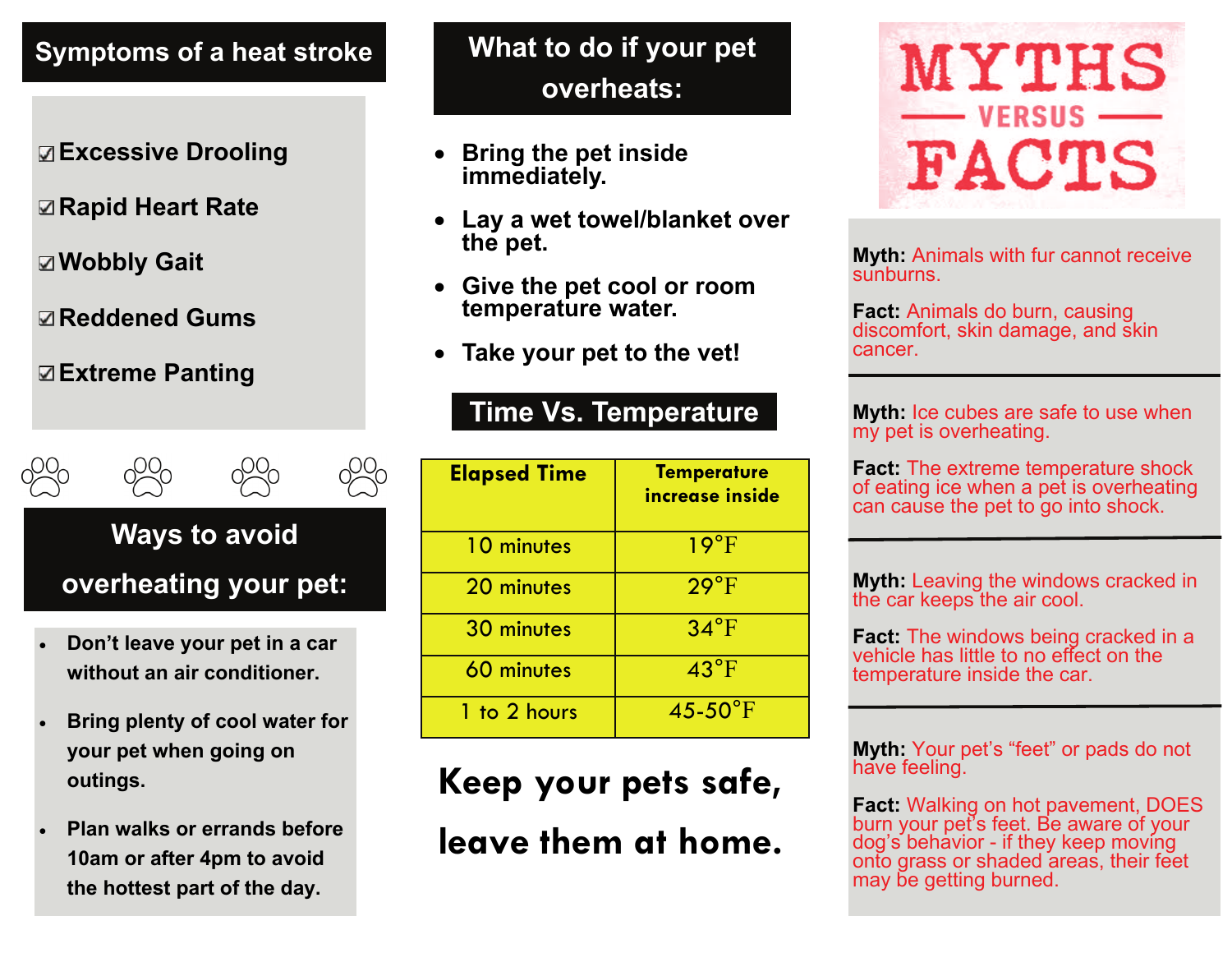## Symptoms of a heat stroke

- ☑ Excessive Drooling
- ☑ Rapid Heart Rate
- ☑ Wobbly Gait
- ☑ Reddened Gums
- ☑ Extreme Panting

## Ways to avoid overheating your pet:

- Don't leave your pet in a car without an air conditioner.
- Bring plenty of cool water for your pet when going on outings.
- Plan walks or errands before 10am or after 4pm to avoid the hottest part of the day.

## What to do if your pet overheats:

- **Bring the pet inside immediately.**
- **Lay a wet towel/blanket over the pet.**
- **Give the pet cool or room temperature water.**
- **Take your pet to the vet!**

## Time Vs. Temperature

| Elapsed Time | Temperature increase inside |
|---|---|
| 10 minutes | 19°F |
| 20 minutes | 29°F |
| 30 minutes | 34°F |
| 60 minutes | 43°F |
| 1 to 2 hours | 45-50°F |

**Keep your pets safe, leave them at home.**

## MYTHS VERSUS FACTS

**Myth:** Animals with fur cannot receive sunburns.

**Fact:** Animals do burn, causing discomfort, skin damage, and skin cancer.

---

**Myth:** Ice cubes are safe to use when my pet is overheating.

**Fact:** The extreme temperature shock of eating ice when a pet is overheating can cause the pet to go into shock.

---

**Myth:** Leaving the windows cracked in the car keeps the air cool.

**Fact:** The windows being cracked in a vehicle has little to no effect on the temperature inside the car.

---

**Myth:** Your pet's "feet" or pads do not have feeling.

**Fact:** Walking on hot pavement, DOES burn your pet's feet. Be aware of your dog's behavior - if they keep moving onto grass or shaded areas, their feet may be getting burned.